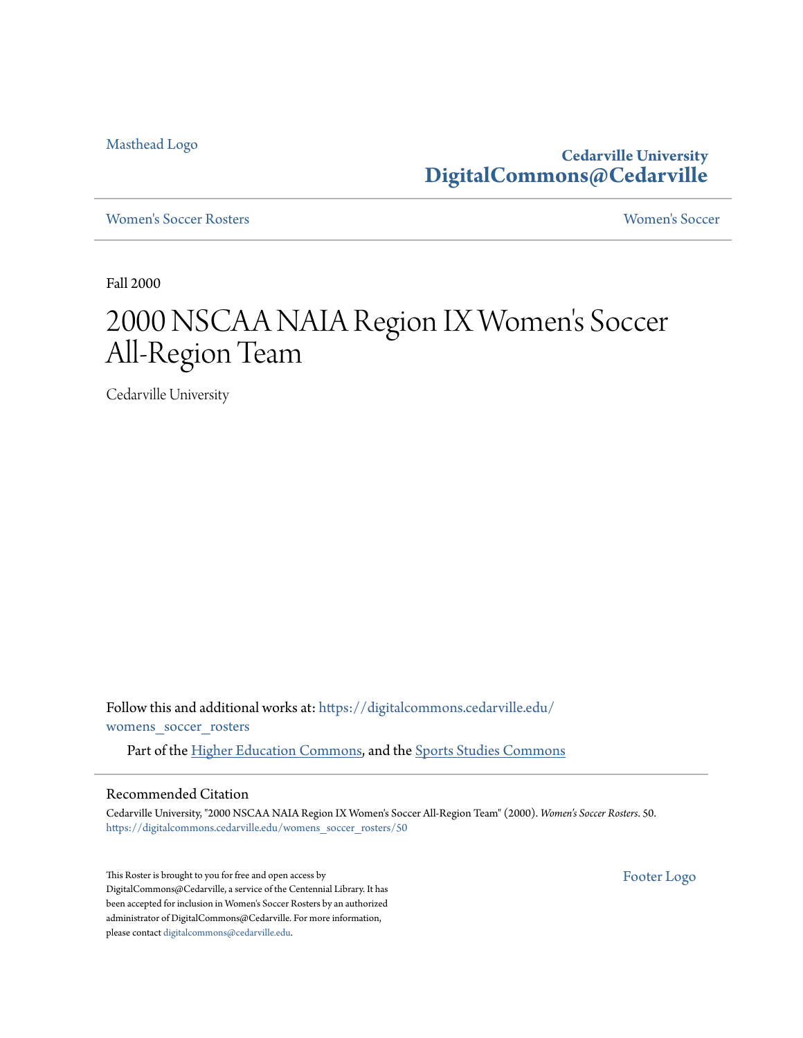Masthead Logo

**Cedarville University**
**DigitalCommons@Cedarville**

Women's Soccer Rosters | Women's Soccer

Fall 2000

# 2000 NSCAA NAIA Region IX Women's Soccer All-Region Team

Cedarville University

Follow this and additional works at: https://digitalcommons.cedarville.edu/womens_soccer_rosters

Part of the Higher Education Commons, and the Sports Studies Commons

## Recommended Citation

Cedarville University, "2000 NSCAA NAIA Region IX Women's Soccer All-Region Team" (2000). *Women's Soccer Rosters*. 50.
https://digitalcommons.cedarville.edu/womens_soccer_rosters/50

This Roster is brought to you for free and open access by DigitalCommons@Cedarville, a service of the Centennial Library. It has been accepted for inclusion in Women's Soccer Rosters by an authorized administrator of DigitalCommons@Cedarville. For more information, please contact digitalcommons@cedarville.edu.

Footer Logo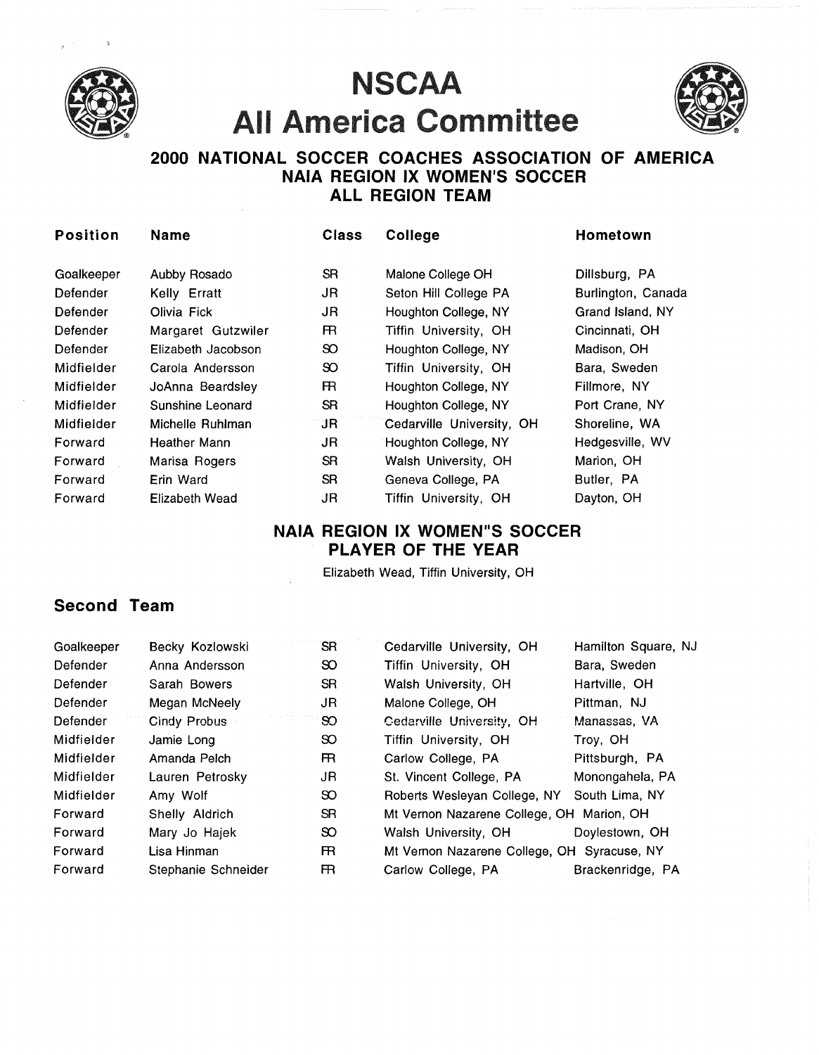# NSCAA
# All America Committee

## 2000 NATIONAL SOCCER COACHES ASSOCIATION OF AMERICA
## NAIA REGION IX WOMEN'S SOCCER
## ALL REGION TEAM

| Position | Name | Class | College | Hometown |
|---|---|---|---|---|
| Goalkeeper | Aubby Rosado | SR | Malone College OH | Dillsburg, PA |
| Defender | Kelly Erratt | JR | Seton Hill College PA | Burlington, Canada |
| Defender | Olivia Fick | JR | Houghton College, NY | Grand Island, NY |
| Defender | Margaret Gutzwiler | FR | Tiffin University, OH | Cincinnati, OH |
| Defender | Elizabeth Jacobson | SO | Houghton College, NY | Madison, OH |
| Midfielder | Carola Andersson | SO | Tiffin University, OH | Bara, Sweden |
| Midfielder | JoAnna Beardsley | FR | Houghton College, NY | Fillmore, NY |
| Midfielder | Sunshine Leonard | SR | Houghton College, NY | Port Crane, NY |
| Midfielder | Michelle Ruhlman | JR | Cedarville University, OH | Shoreline, WA |
| Forward | Heather Mann | JR | Houghton College, NY | Hedgesville, WV |
| Forward | Marisa Rogers | SR | Walsh University, OH | Marion, OH |
| Forward | Erin Ward | SR | Geneva College, PA | Butler, PA |
| Forward | Elizabeth Wead | JR | Tiffin University, OH | Dayton, OH |

## NAIA REGION IX WOMEN"S SOCCER
## PLAYER OF THE YEAR

Elizabeth Wead, Tiffin University, OH

## Second Team

| Position | Name | Class | College | Hometown |
|---|---|---|---|---|
| Goalkeeper | Becky Kozlowski | SR | Cedarville University, OH | Hamilton Square, NJ |
| Defender | Anna Andersson | SO | Tiffin University, OH | Bara, Sweden |
| Defender | Sarah Bowers | SR | Walsh University, OH | Hartville, OH |
| Defender | Megan McNeely | JR | Malone College, OH | Pittman, NJ |
| Defender | Cindy Probus | SO | Cedarville University, OH | Manassas, VA |
| Midfielder | Jamie Long | SO | Tiffin University, OH | Troy, OH |
| Midfielder | Amanda Pelch | FR | Carlow College, PA | Pittsburgh, PA |
| Midfielder | Lauren Petrosky | JR | St. Vincent College, PA | Monongahela, PA |
| Midfielder | Amy Wolf | SO | Roberts Wesleyan College, NY | South Lima, NY |
| Forward | Shelly Aldrich | SR | Mt Vernon Nazarene College, OH | Marion, OH |
| Forward | Mary Jo Hajek | SO | Walsh University, OH | Doylestown, OH |
| Forward | Lisa Hinman | FR | Mt Vernon Nazarene College, OH | Syracuse, NY |
| Forward | Stephanie Schneider | FR | Carlow College, PA | Brackenridge, PA |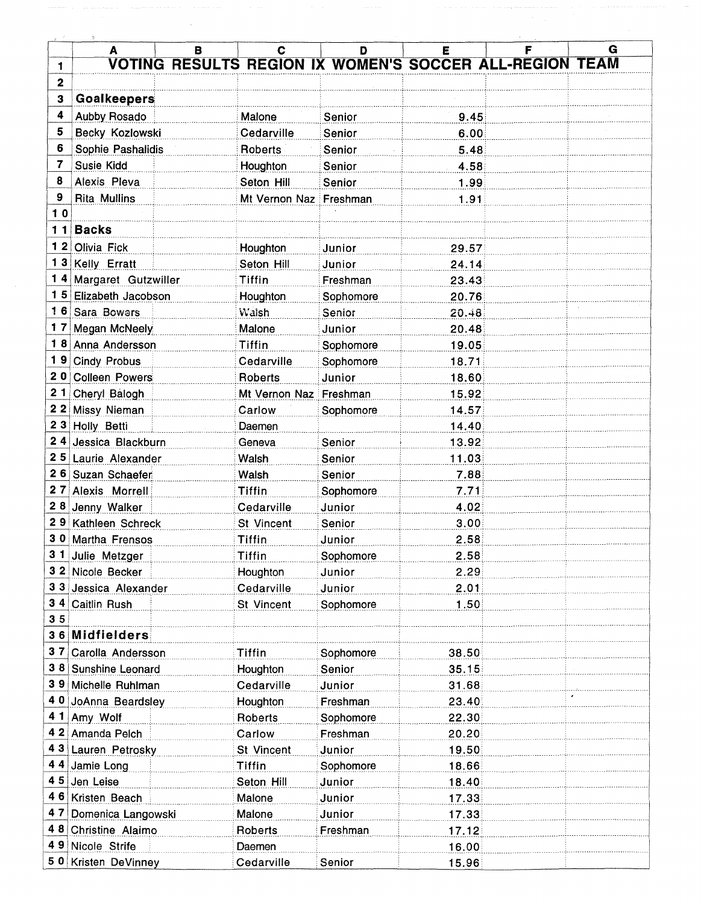# VOTING RESULTS REGION IX WOMEN'S SOCCER ALL-REGION TEAM

| Name | School | Class | Points |
|---|---|---|---|
| **Goalkeepers** | | | |
| Aubby Rosado | Malone | Senior | 9.45 |
| Becky Kozlowski | Cedarville | Senior | 6.00 |
| Sophie Pashalidis | Roberts | Senior | 5.48 |
| Susie Kidd | Houghton | Senior | 4.58 |
| Alexis Pleva | Seton Hill | Senior | 1.99 |
| Rita Mullins | Mt Vernon Naz | Freshman | 1.91 |
| | | | |
| **Backs** | | | |
| Olivia Fick | Houghton | Junior | 29.57 |
| Kelly Erratt | Seton Hill | Junior | 24.14 |
| Margaret Gutzwiller | Tiffin | Freshman | 23.43 |
| Elizabeth Jacobson | Houghton | Sophomore | 20.76 |
| Sara Bowers | Walsh | Senior | 20.48 |
| Megan McNeely | Malone | Junior | 20.48 |
| Anna Andersson | Tiffin | Sophomore | 19.05 |
| Cindy Probus | Cedarville | Sophomore | 18.71 |
| Colleen Powers | Roberts | Junior | 18.60 |
| Cheryl Balogh | Mt Vernon Naz | Freshman | 15.92 |
| Missy Nieman | Carlow | Sophomore | 14.57 |
| Holly Betti | Daemen | | 14.40 |
| Jessica Blackburn | Geneva | Senior | 13.92 |
| Laurie Alexander | Walsh | Senior | 11.03 |
| Suzan Schaefer | Walsh | Senior | 7.88 |
| Alexis Morrell | Tiffin | Sophomore | 7.71 |
| Jenny Walker | Cedarville | Junior | 4.02 |
| Kathleen Schreck | St Vincent | Senior | 3.00 |
| Martha Frensos | Tiffin | Junior | 2.58 |
| Julie Metzger | Tiffin | Sophomore | 2.58 |
| Nicole Becker | Houghton | Junior | 2.29 |
| Jessica Alexander | Cedarville | Junior | 2.01 |
| Caitlin Rush | St Vincent | Sophomore | 1.50 |
| | | | |
| **Midfielders** | | | |
| Carolla Andersson | Tiffin | Sophomore | 38.50 |
| Sunshine Leonard | Houghton | Senior | 35.15 |
| Michelle Ruhlman | Cedarville | Junior | 31.68 |
| JoAnna Beardsley | Houghton | Freshman | 23.40 |
| Amy Wolf | Roberts | Sophomore | 22.30 |
| Amanda Pelch | Carlow | Freshman | 20.20 |
| Lauren Petrosky | St Vincent | Junior | 19.50 |
| Jamie Long | Tiffin | Sophomore | 18.66 |
| Jen Leise | Seton Hill | Junior | 18.40 |
| Kristen Beach | Malone | Junior | 17.33 |
| Domenica Langowski | Malone | Junior | 17.33 |
| Christine Alaimo | Roberts | Freshman | 17.12 |
| Nicole Strife | Daemen | | 16.00 |
| Kristen DeVinney | Cedarville | Senior | 15.96 |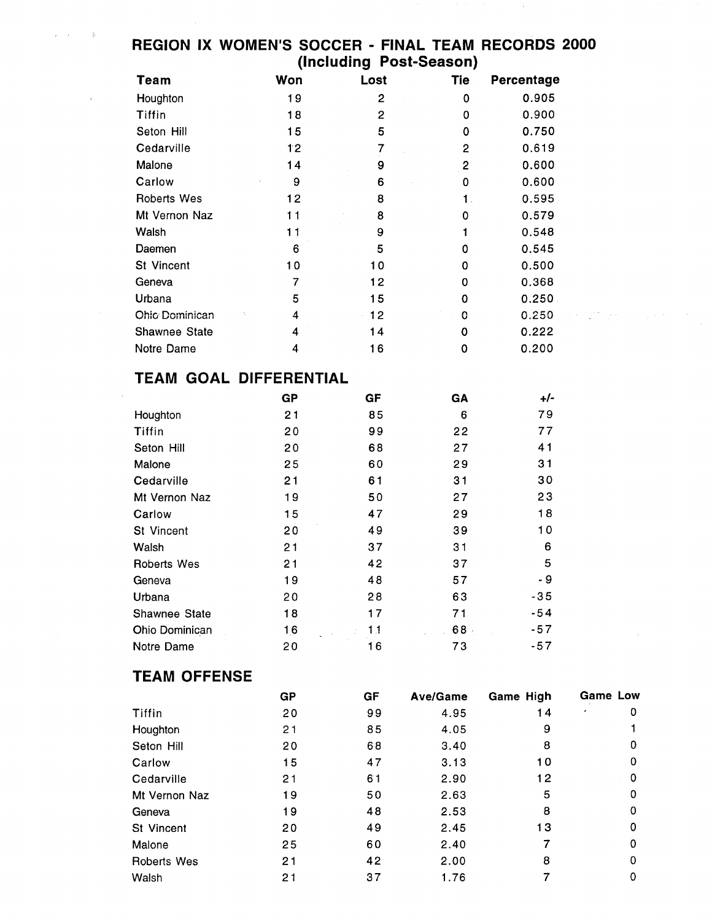## REGION IX WOMEN'S SOCCER - FINAL TEAM RECORDS 2000 (Including Post-Season)

| Team | Won | Lost | Tie | Percentage |
|---|---|---|---|---|
| Houghton | 19 | 2 | 0 | 0.905 |
| Tiffin | 18 | 2 | 0 | 0.900 |
| Seton Hill | 15 | 5 | 0 | 0.750 |
| Cedarville | 12 | 7 | 2 | 0.619 |
| Malone | 14 | 9 | 2 | 0.600 |
| Carlow | 9 | 6 | 0 | 0.600 |
| Roberts Wes | 12 | 8 | 1 | 0.595 |
| Mt Vernon Naz | 11 | 8 | 0 | 0.579 |
| Walsh | 11 | 9 | 1 | 0.548 |
| Daemen | 6 | 5 | 0 | 0.545 |
| St Vincent | 10 | 10 | 0 | 0.500 |
| Geneva | 7 | 12 | 0 | 0.368 |
| Urbana | 5 | 15 | 0 | 0.250 |
| Ohio Dominican | 4 | 12 | 0 | 0.250 |
| Shawnee State | 4 | 14 | 0 | 0.222 |
| Notre Dame | 4 | 16 | 0 | 0.200 |

## TEAM GOAL DIFFERENTIAL

| | GP | GF | GA | +/- |
|---|---|---|---|---|
| Houghton | 21 | 85 | 6 | 79 |
| Tiffin | 20 | 99 | 22 | 77 |
| Seton Hill | 20 | 68 | 27 | 41 |
| Malone | 25 | 60 | 29 | 31 |
| Cedarville | 21 | 61 | 31 | 30 |
| Mt Vernon Naz | 19 | 50 | 27 | 23 |
| Carlow | 15 | 47 | 29 | 18 |
| St Vincent | 20 | 49 | 39 | 10 |
| Walsh | 21 | 37 | 31 | 6 |
| Roberts Wes | 21 | 42 | 37 | 5 |
| Geneva | 19 | 48 | 57 | -9 |
| Urbana | 20 | 28 | 63 | -35 |
| Shawnee State | 18 | 17 | 71 | -54 |
| Ohio Dominican | 16 | 11 | 68 | -57 |
| Notre Dame | 20 | 16 | 73 | -57 |

## TEAM OFFENSE

| | GP | GF | Ave/Game | Game High | Game Low |
|---|---|---|---|---|---|
| Tiffin | 20 | 99 | 4.95 | 14 | 0 |
| Houghton | 21 | 85 | 4.05 | 9 | 1 |
| Seton Hill | 20 | 68 | 3.40 | 8 | 0 |
| Carlow | 15 | 47 | 3.13 | 10 | 0 |
| Cedarville | 21 | 61 | 2.90 | 12 | 0 |
| Mt Vernon Naz | 19 | 50 | 2.63 | 5 | 0 |
| Geneva | 19 | 48 | 2.53 | 8 | 0 |
| St Vincent | 20 | 49 | 2.45 | 13 | 0 |
| Malone | 25 | 60 | 2.40 | 7 | 0 |
| Roberts Wes | 21 | 42 | 2.00 | 8 | 0 |
| Walsh | 21 | 37 | 1.76 | 7 | 0 |